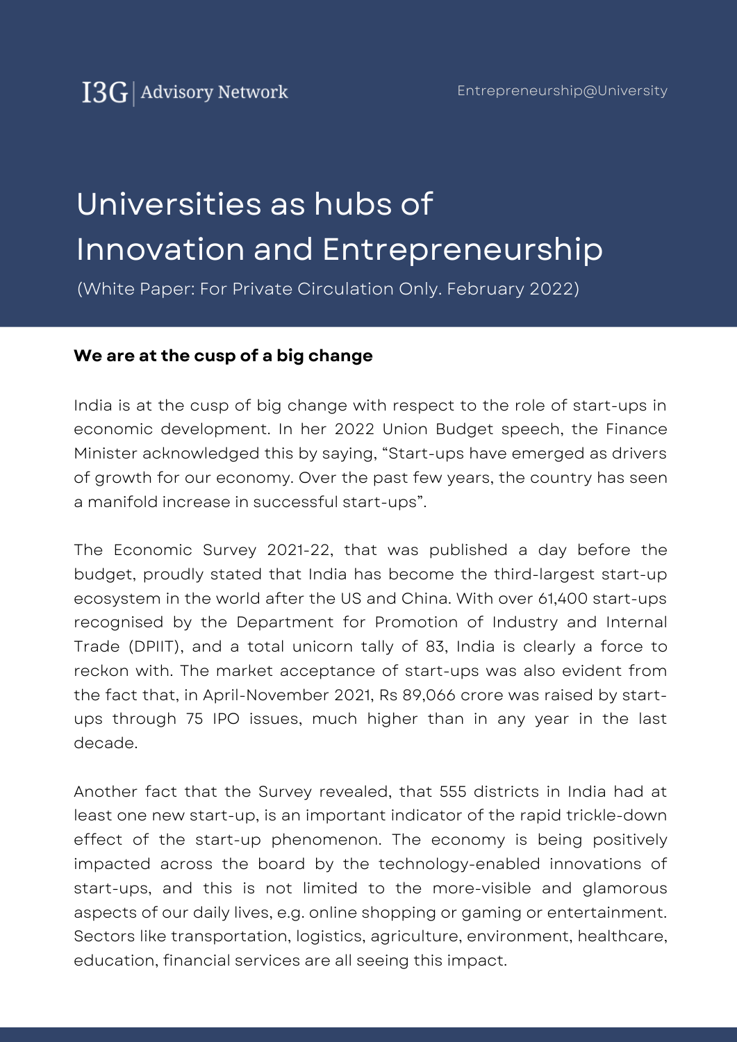I3G | Advisory Network

Entrepreneurship@University

# Universities as hubs of Innovation and Entrepreneurship

(White Paper: For Private Circulation Only. February 2022)

**We are at the cusp of a big change**

India is at the cusp of big change with respect to the role of start-ups in economic development. In her 2022 Union Budget speech, the Finance Minister acknowledged this by saying, "Start-ups have emerged as drivers of growth for our economy. Over the past few years, the country has seen a manifold increase in successful start-ups".

The Economic Survey 2021-22, that was published a day before the budget, proudly stated that India has become the third-largest start-up ecosystem in the world after the US and China. With over 61,400 start-ups recognised by the Department for Promotion of Industry and Internal Trade (DPIIT), and a total unicorn tally of 83, India is clearly a force to reckon with. The market acceptance of start-ups was also evident from the fact that, in April-November 2021, Rs 89,066 crore was raised by start-ups through 75 IPO issues, much higher than in any year in the last decade.

Another fact that the Survey revealed, that 555 districts in India had at least one new start-up, is an important indicator of the rapid trickle-down effect of the start-up phenomenon. The economy is being positively impacted across the board by the technology-enabled innovations of start-ups, and this is not limited to the more-visible and glamorous aspects of our daily lives, e.g. online shopping or gaming or entertainment. Sectors like transportation, logistics, agriculture, environment, healthcare, education, financial services are all seeing this impact.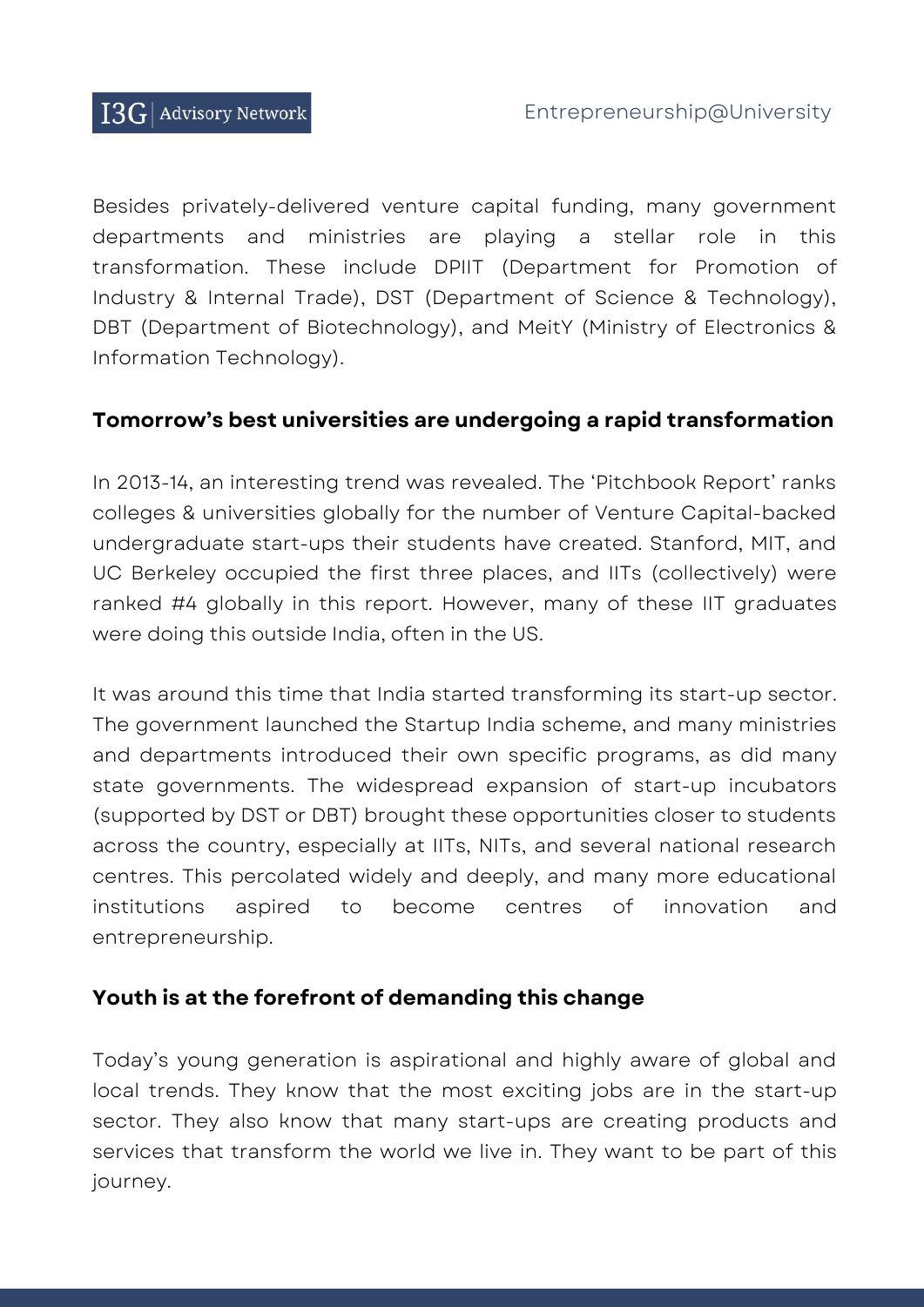Besides privately-delivered venture capital funding, many government departments and ministries are playing a stellar role in this transformation. These include DPIIT (Department for Promotion of Industry & Internal Trade), DST (Department of Science & Technology), DBT (Department of Biotechnology), and MeitY (Ministry of Electronics & Information Technology).

## Tomorrow's best universities are undergoing a rapid transformation

In 2013-14, an interesting trend was revealed. The 'Pitchbook Report' ranks colleges & universities globally for the number of Venture Capital-backed undergraduate start-ups their students have created. Stanford, MIT, and UC Berkeley occupied the first three places, and IITs (collectively) were ranked #4 globally in this report. However, many of these IIT graduates were doing this outside India, often in the US.

It was around this time that India started transforming its start-up sector. The government launched the Startup India scheme, and many ministries and departments introduced their own specific programs, as did many state governments. The widespread expansion of start-up incubators (supported by DST or DBT) brought these opportunities closer to students across the country, especially at IITs, NITs, and several national research centres. This percolated widely and deeply, and many more educational institutions aspired to become centres of innovation and entrepreneurship.

## Youth is at the forefront of demanding this change

Today's young generation is aspirational and highly aware of global and local trends. They know that the most exciting jobs are in the start-up sector. They also know that many start-ups are creating products and services that transform the world we live in. They want to be part of this journey.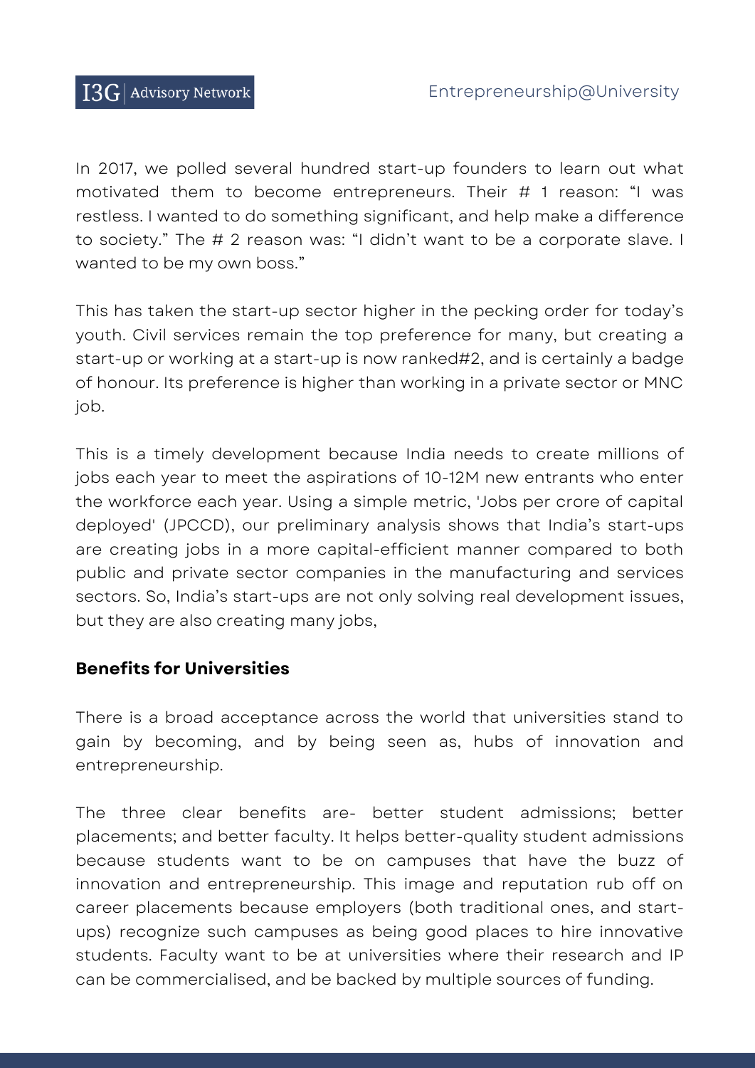In 2017, we polled several hundred start-up founders to learn out what motivated them to become entrepreneurs. Their # 1 reason: “I was restless. I wanted to do something significant, and help make a difference to society.” The # 2 reason was: “I didn’t want to be a corporate slave. I wanted to be my own boss.”

This has taken the start-up sector higher in the pecking order for today’s youth. Civil services remain the top preference for many, but creating a start-up or working at a start-up is now ranked#2, and is certainly a badge of honour. Its preference is higher than working in a private sector or MNC job.

This is a timely development because India needs to create millions of jobs each year to meet the aspirations of 10-12M new entrants who enter the workforce each year. Using a simple metric, 'Jobs per crore of capital deployed' (JPCCD), our preliminary analysis shows that India’s start-ups are creating jobs in a more capital-efficient manner compared to both public and private sector companies in the manufacturing and services sectors. So, India’s start-ups are not only solving real development issues, but they are also creating many jobs,

**Benefits for Universities**

There is a broad acceptance across the world that universities stand to gain by becoming, and by being seen as, hubs of innovation and entrepreneurship.

The three clear benefits are- better student admissions; better placements; and better faculty. It helps better-quality student admissions because students want to be on campuses that have the buzz of innovation and entrepreneurship. This image and reputation rub off on career placements because employers (both traditional ones, and start-ups) recognize such campuses as being good places to hire innovative students. Faculty want to be at universities where their research and IP can be commercialised, and be backed by multiple sources of funding.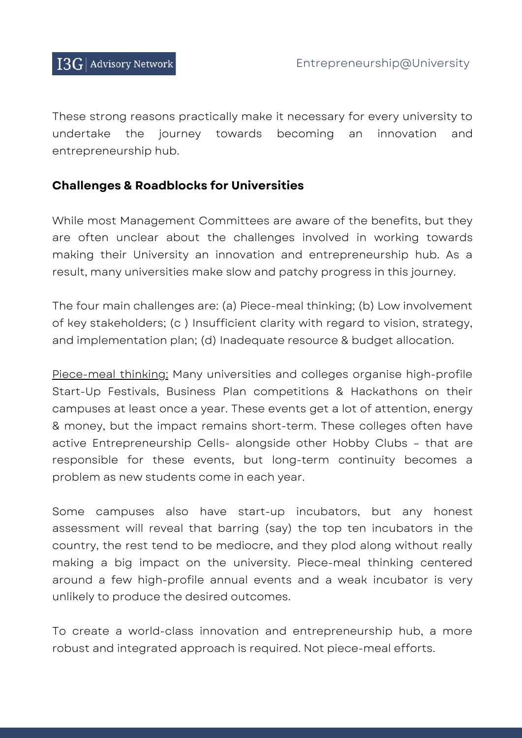These strong reasons practically make it necessary for every university to undertake the journey towards becoming an innovation and entrepreneurship hub.

## Challenges & Roadblocks for Universities

While most Management Committees are aware of the benefits, but they are often unclear about the challenges involved in working towards making their University an innovation and entrepreneurship hub. As a result, many universities make slow and patchy progress in this journey.

The four main challenges are: (a) Piece-meal thinking; (b) Low involvement of key stakeholders; (c ) Insufficient clarity with regard to vision, strategy, and implementation plan; (d) Inadequate resource & budget allocation.

<u>Piece-meal thinking:</u> Many universities and colleges organise high-profile Start-Up Festivals, Business Plan competitions & Hackathons on their campuses at least once a year. These events get a lot of attention, energy & money, but the impact remains short-term. These colleges often have active Entrepreneurship Cells- alongside other Hobby Clubs – that are responsible for these events, but long-term continuity becomes a problem as new students come in each year.

Some campuses also have start-up incubators, but any honest assessment will reveal that barring (say) the top ten incubators in the country, the rest tend to be mediocre, and they plod along without really making a big impact on the university. Piece-meal thinking centered around a few high-profile annual events and a weak incubator is very unlikely to produce the desired outcomes.

To create a world-class innovation and entrepreneurship hub, a more robust and integrated approach is required. Not piece-meal efforts.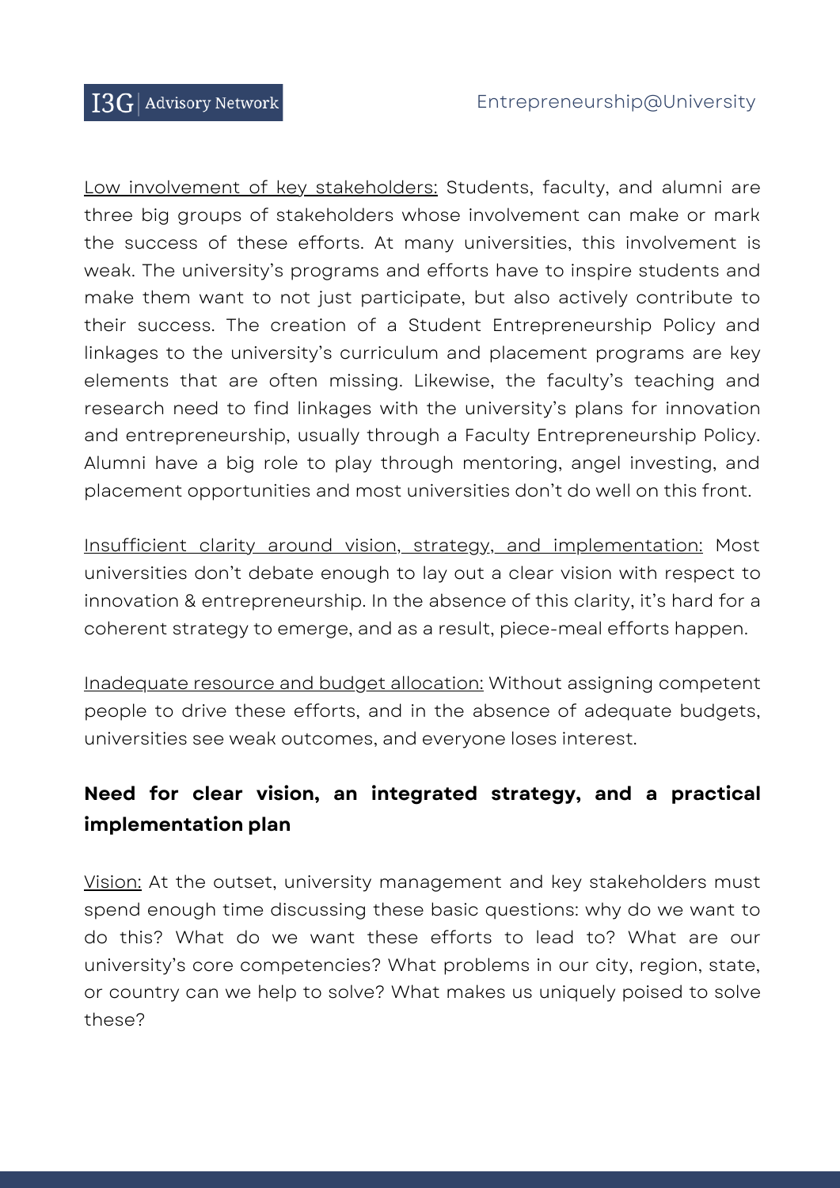<u>Low involvement of key stakeholders:</u> Students, faculty, and alumni are three big groups of stakeholders whose involvement can make or mark the success of these efforts. At many universities, this involvement is weak. The university's programs and efforts have to inspire students and make them want to not just participate, but also actively contribute to their success. The creation of a Student Entrepreneurship Policy and linkages to the university's curriculum and placement programs are key elements that are often missing. Likewise, the faculty's teaching and research need to find linkages with the university's plans for innovation and entrepreneurship, usually through a Faculty Entrepreneurship Policy. Alumni have a big role to play through mentoring, angel investing, and placement opportunities and most universities don't do well on this front.

<u>Insufficient clarity around vision, strategy, and implementation:</u> Most universities don't debate enough to lay out a clear vision with respect to innovation & entrepreneurship. In the absence of this clarity, it's hard for a coherent strategy to emerge, and as a result, piece-meal efforts happen.

<u>Inadequate resource and budget allocation:</u> Without assigning competent people to drive these efforts, and in the absence of adequate budgets, universities see weak outcomes, and everyone loses interest.

## Need for clear vision, an integrated strategy, and a practical implementation plan

<u>Vision:</u> At the outset, university management and key stakeholders must spend enough time discussing these basic questions: why do we want to do this? What do we want these efforts to lead to? What are our university's core competencies? What problems in our city, region, state, or country can we help to solve? What makes us uniquely poised to solve these?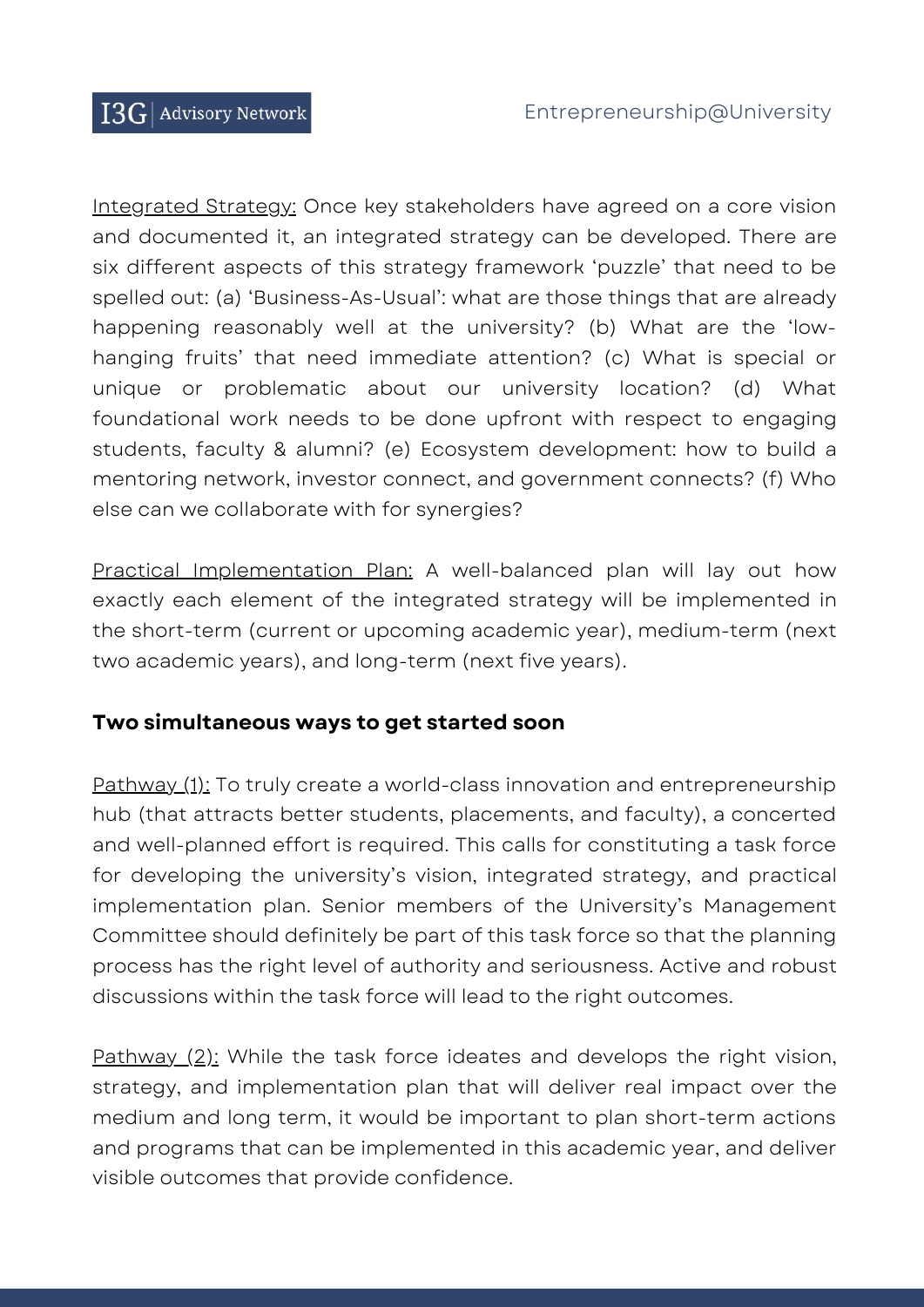<u>Integrated Strategy:</u> Once key stakeholders have agreed on a core vision and documented it, an integrated strategy can be developed. There are six different aspects of this strategy framework 'puzzle' that need to be spelled out: (a) 'Business-As-Usual': what are those things that are already happening reasonably well at the university? (b) What are the 'low-hanging fruits' that need immediate attention? (c) What is special or unique or problematic about our university location? (d) What foundational work needs to be done upfront with respect to engaging students, faculty & alumni? (e) Ecosystem development: how to build a mentoring network, investor connect, and government connects? (f) Who else can we collaborate with for synergies?

<u>Practical Implementation Plan:</u> A well-balanced plan will lay out how exactly each element of the integrated strategy will be implemented in the short-term (current or upcoming academic year), medium-term (next two academic years), and long-term (next five years).

**Two simultaneous ways to get started soon**

<u>Pathway (1):</u> To truly create a world-class innovation and entrepreneurship hub (that attracts better students, placements, and faculty), a concerted and well-planned effort is required. This calls for constituting a task force for developing the university's vision, integrated strategy, and practical implementation plan. Senior members of the University's Management Committee should definitely be part of this task force so that the planning process has the right level of authority and seriousness. Active and robust discussions within the task force will lead to the right outcomes.

<u>Pathway (2):</u> While the task force ideates and develops the right vision, strategy, and implementation plan that will deliver real impact over the medium and long term, it would be important to plan short-term actions and programs that can be implemented in this academic year, and deliver visible outcomes that provide confidence.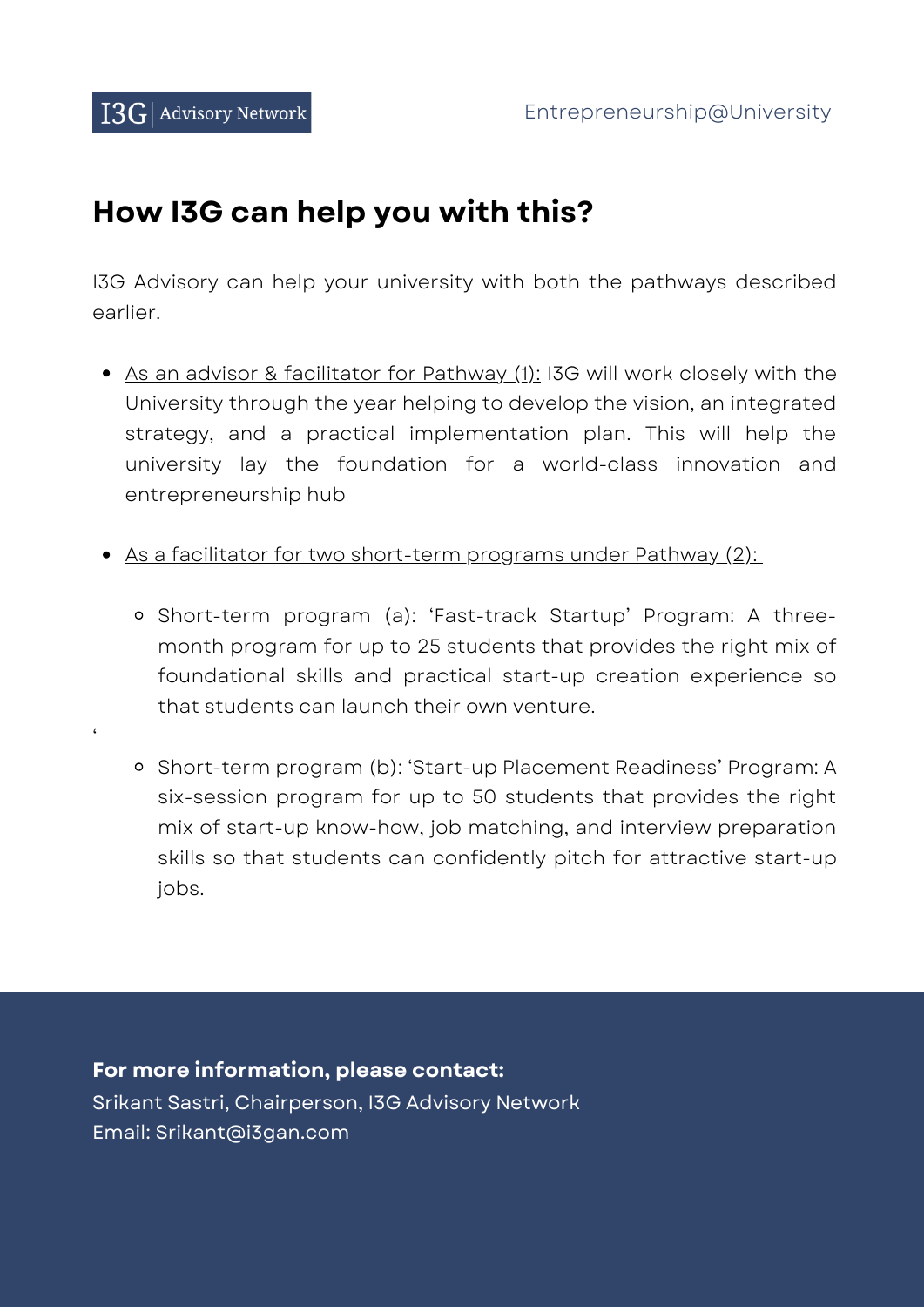## How I3G can help you with this?

I3G Advisory can help your university with both the pathways described earlier.

- As an advisor & facilitator for Pathway (1): I3G will work closely with the University through the year helping to develop the vision, an integrated strategy, and a practical implementation plan. This will help the university lay the foundation for a world-class innovation and entrepreneurship hub

- As a facilitator for two short-term programs under Pathway (2):
  - Short-term program (a): 'Fast-track Startup' Program: A three-month program for up to 25 students that provides the right mix of foundational skills and practical start-up creation experience so that students can launch their own venture.
  - Short-term program (b): 'Start-up Placement Readiness' Program: A six-session program for up to 50 students that provides the right mix of start-up know-how, job matching, and interview preparation skills so that students can confidently pitch for attractive start-up jobs.

**For more information, please contact:**
Srikant Sastri, Chairperson, I3G Advisory Network
Email: Srikant@i3gan.com